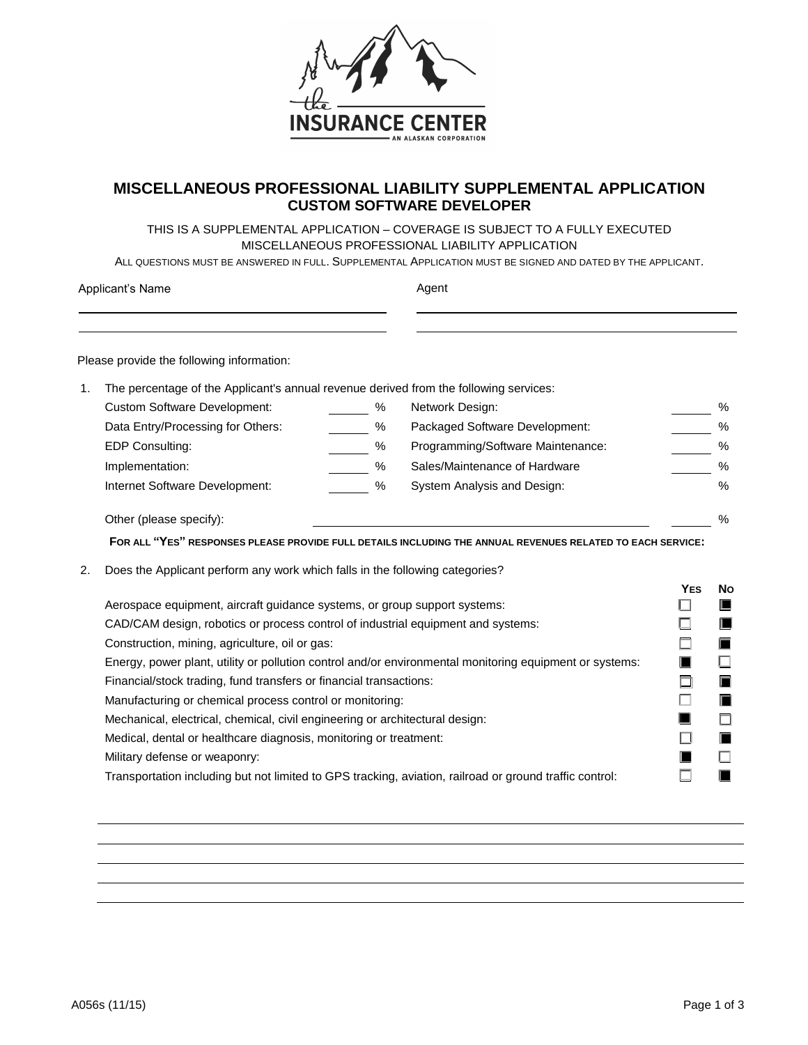# MISCELLANEOUS PROFESSIONAL LIABILITY SUPPLEMENTAL APPLICATION
## CUSTOM SOFTWARE DEVELOPER

THIS IS A SUPPLEMENTAL APPLICATION – COVERAGE IS SUBJECT TO A FULLY EXECUTED MISCELLANEOUS PROFESSIONAL LIABILITY APPLICATION

ALL QUESTIONS MUST BE ANSWERED IN FULL. SUPPLEMENTAL APPLICATION MUST BE SIGNED AND DATED BY THE APPLICANT.

Applicant's Name ______________________________ Agent ______________________________

Please provide the following information:

1. The percentage of the Applicant's annual revenue derived from the following services:

| Service | % | Service | % |
|---|---|---|---|
| Custom Software Development: | ____ % | Network Design: | ____ % |
| Data Entry/Processing for Others: | ____ % | Packaged Software Development: | ____ % |
| EDP Consulting: | ____ % | Programming/Software Maintenance: | ____ % |
| Implementation: | ____ % | Sales/Maintenance of Hardware | ____ % |
| Internet Software Development: | ____ % | System Analysis and Design: | % |

Other (please specify): ______________________________ ____ %

**FOR ALL "YES" RESPONSES PLEASE PROVIDE FULL DETAILS INCLUDING THE ANNUAL REVENUES RELATED TO EACH SERVICE:**

2. Does the Applicant perform any work which falls in the following categories?

| Category | YES | NO |
|---|---|---|
| Aerospace equipment, aircraft guidance systems, or group support systems: | ☐ | ■ |
| CAD/CAM design, robotics or process control of industrial equipment and systems: | ☐ | ■ |
| Construction, mining, agriculture, oil or gas: | ☐ | ■ |
| Energy, power plant, utility or pollution control and/or environmental monitoring equipment or systems: | ■ | ☐ |
| Financial/stock trading, fund transfers or financial transactions: | ☐ | ■ |
| Manufacturing or chemical process control or monitoring: | ☐ | ■ |
| Mechanical, electrical, chemical, civil engineering or architectural design: | ■ | ☐ |
| Medical, dental or healthcare diagnosis, monitoring or treatment: | ☐ | ■ |
| Military defense or weaponry: | ■ | ☐ |
| Transportation including but not limited to GPS tracking, aviation, railroad or ground traffic control: | ☐ | ■ |

______________________________________________________________________

______________________________________________________________________

______________________________________________________________________

______________________________________________________________________

______________________________________________________________________

A056s (11/15)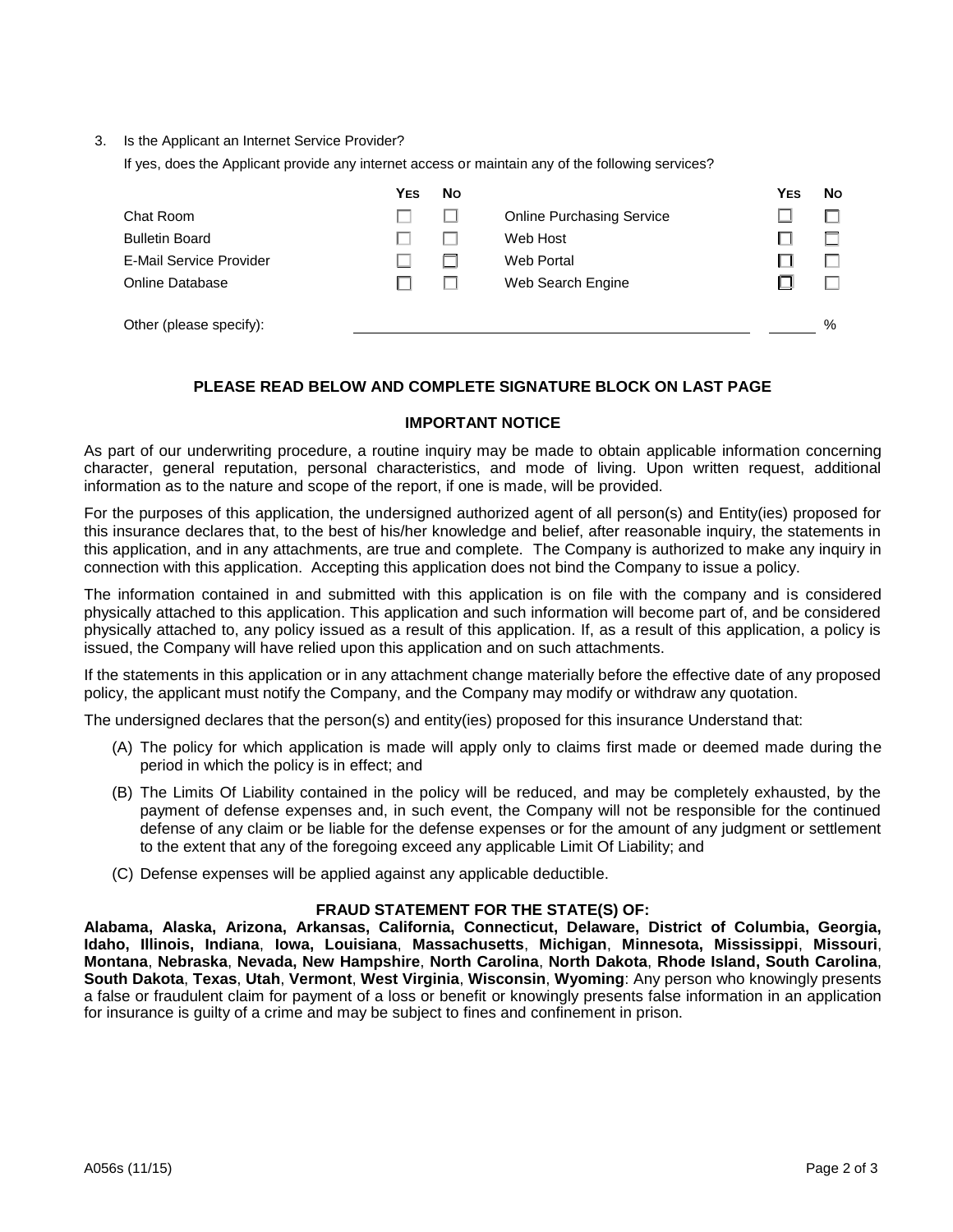3. Is the Applicant an Internet Service Provider?

   If yes, does the Applicant provide any internet access or maintain any of the following services?

| | Yes | No | | Yes | No |
|---|---|---|---|---|---|
| Chat Room | ☐ | ☐ | Online Purchasing Service | ☐ | ☐ |
| Bulletin Board | ☐ | ☐ | Web Host | ☐ | ☐ |
| E-Mail Service Provider | ☐ | ☐ | Web Portal | ☐ | ☐ |
| Online Database | ☐ | ☐ | Web Search Engine | ☐ | ☐ |

   Other (please specify): ______________________________ ______ %

**PLEASE READ BELOW AND COMPLETE SIGNATURE BLOCK ON LAST PAGE**

**IMPORTANT NOTICE**

As part of our underwriting procedure, a routine inquiry may be made to obtain applicable information concerning character, general reputation, personal characteristics, and mode of living. Upon written request, additional information as to the nature and scope of the report, if one is made, will be provided.

For the purposes of this application, the undersigned authorized agent of all person(s) and Entity(ies) proposed for this insurance declares that, to the best of his/her knowledge and belief, after reasonable inquiry, the statements in this application, and in any attachments, are true and complete. The Company is authorized to make any inquiry in connection with this application. Accepting this application does not bind the Company to issue a policy.

The information contained in and submitted with this application is on file with the company and is considered physically attached to this application. This application and such information will become part of, and be considered physically attached to, any policy issued as a result of this application. If, as a result of this application, a policy is issued, the Company will have relied upon this application and on such attachments.

If the statements in this application or in any attachment change materially before the effective date of any proposed policy, the applicant must notify the Company, and the Company may modify or withdraw any quotation.

The undersigned declares that the person(s) and entity(ies) proposed for this insurance Understand that:

(A) The policy for which application is made will apply only to claims first made or deemed made during the period in which the policy is in effect; and

(B) The Limits Of Liability contained in the policy will be reduced, and may be completely exhausted, by the payment of defense expenses and, in such event, the Company will not be responsible for the continued defense of any claim or be liable for the defense expenses or for the amount of any judgment or settlement to the extent that any of the foregoing exceed any applicable Limit Of Liability; and

(C) Defense expenses will be applied against any applicable deductible.

**FRAUD STATEMENT FOR THE STATE(S) OF:**

**Alabama, Alaska, Arizona, Arkansas, California, Connecticut, Delaware, District of Columbia, Georgia, Idaho, Illinois, Indiana, Iowa, Louisiana, Massachusetts, Michigan, Minnesota, Mississippi, Missouri, Montana, Nebraska, Nevada, New Hampshire, North Carolina, North Dakota, Rhode Island, South Carolina, South Dakota, Texas, Utah, Vermont, West Virginia, Wisconsin, Wyoming**: Any person who knowingly presents a false or fraudulent claim for payment of a loss or benefit or knowingly presents false information in an application for insurance is guilty of a crime and may be subject to fines and confinement in prison.

A056s (11/15)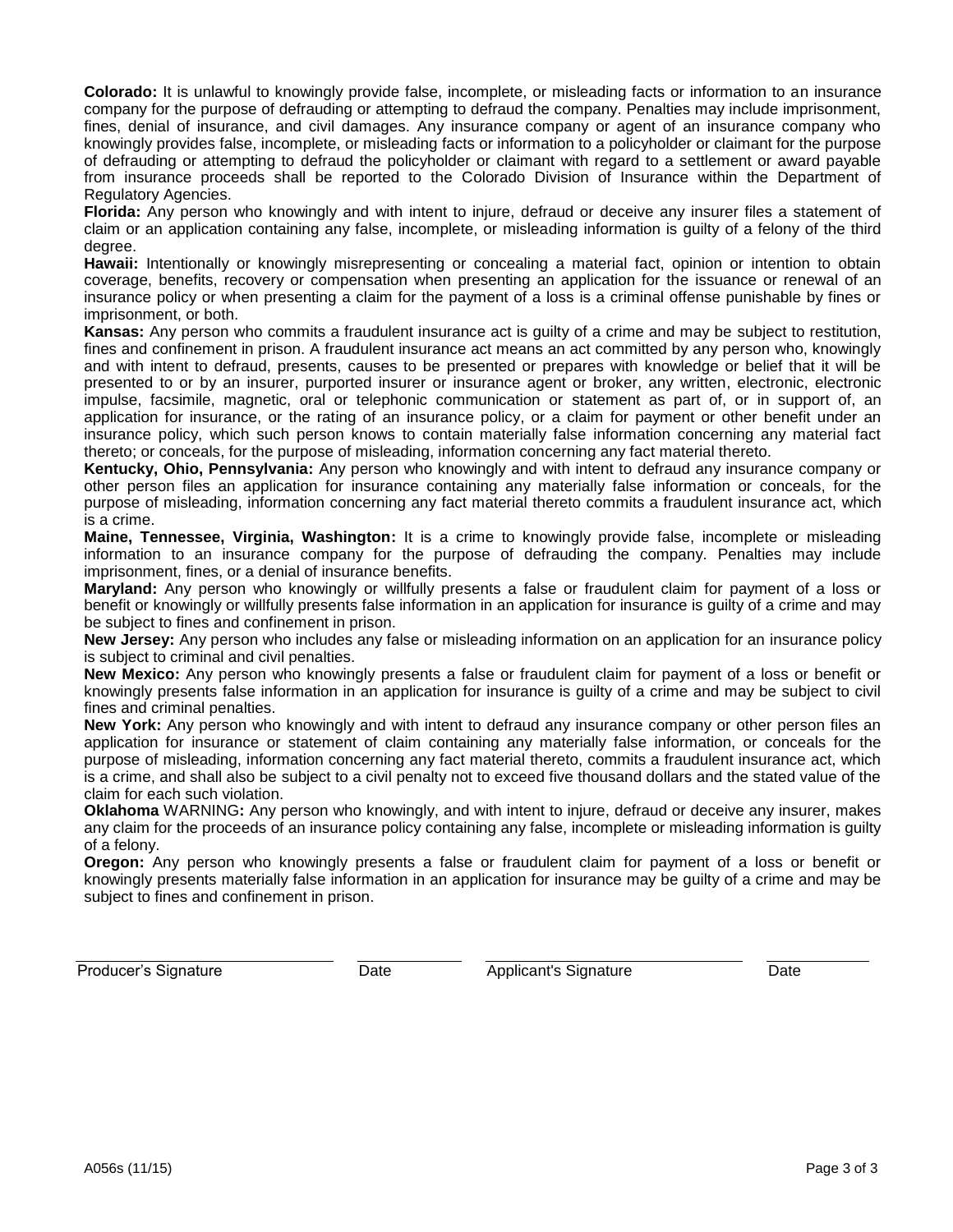**Colorado:** It is unlawful to knowingly provide false, incomplete, or misleading facts or information to an insurance company for the purpose of defrauding or attempting to defraud the company. Penalties may include imprisonment, fines, denial of insurance, and civil damages. Any insurance company or agent of an insurance company who knowingly provides false, incomplete, or misleading facts or information to a policyholder or claimant for the purpose of defrauding or attempting to defraud the policyholder or claimant with regard to a settlement or award payable from insurance proceeds shall be reported to the Colorado Division of Insurance within the Department of Regulatory Agencies.

**Florida:** Any person who knowingly and with intent to injure, defraud or deceive any insurer files a statement of claim or an application containing any false, incomplete, or misleading information is guilty of a felony of the third degree.

**Hawaii:** Intentionally or knowingly misrepresenting or concealing a material fact, opinion or intention to obtain coverage, benefits, recovery or compensation when presenting an application for the issuance or renewal of an insurance policy or when presenting a claim for the payment of a loss is a criminal offense punishable by fines or imprisonment, or both.

**Kansas:** Any person who commits a fraudulent insurance act is guilty of a crime and may be subject to restitution, fines and confinement in prison. A fraudulent insurance act means an act committed by any person who, knowingly and with intent to defraud, presents, causes to be presented or prepares with knowledge or belief that it will be presented to or by an insurer, purported insurer or insurance agent or broker, any written, electronic, electronic impulse, facsimile, magnetic, oral or telephonic communication or statement as part of, or in support of, an application for insurance, or the rating of an insurance policy, or a claim for payment or other benefit under an insurance policy, which such person knows to contain materially false information concerning any material fact thereto; or conceals, for the purpose of misleading, information concerning any fact material thereto.

**Kentucky, Ohio, Pennsylvania:** Any person who knowingly and with intent to defraud any insurance company or other person files an application for insurance containing any materially false information or conceals, for the purpose of misleading, information concerning any fact material thereto commits a fraudulent insurance act, which is a crime.

**Maine, Tennessee, Virginia, Washington:** It is a crime to knowingly provide false, incomplete or misleading information to an insurance company for the purpose of defrauding the company. Penalties may include imprisonment, fines, or a denial of insurance benefits.

**Maryland:** Any person who knowingly or willfully presents a false or fraudulent claim for payment of a loss or benefit or knowingly or willfully presents false information in an application for insurance is guilty of a crime and may be subject to fines and confinement in prison.

**New Jersey:** Any person who includes any false or misleading information on an application for an insurance policy is subject to criminal and civil penalties.

**New Mexico:** Any person who knowingly presents a false or fraudulent claim for payment of a loss or benefit or knowingly presents false information in an application for insurance is guilty of a crime and may be subject to civil fines and criminal penalties.

**New York:** Any person who knowingly and with intent to defraud any insurance company or other person files an application for insurance or statement of claim containing any materially false information, or conceals for the purpose of misleading, information concerning any fact material thereto, commits a fraudulent insurance act, which is a crime, and shall also be subject to a civil penalty not to exceed five thousand dollars and the stated value of the claim for each such violation.

**Oklahoma** WARNING**:** Any person who knowingly, and with intent to injure, defraud or deceive any insurer, makes any claim for the proceeds of an insurance policy containing any false, incomplete or misleading information is guilty of a felony.

**Oregon:** Any person who knowingly presents a false or fraudulent claim for payment of a loss or benefit or knowingly presents materially false information in an application for insurance may be guilty of a crime and may be subject to fines and confinement in prison.

| | | | |
|---|---|---|---|
| Producer's Signature | Date | Applicant's Signature | Date |

A056s (11/15)